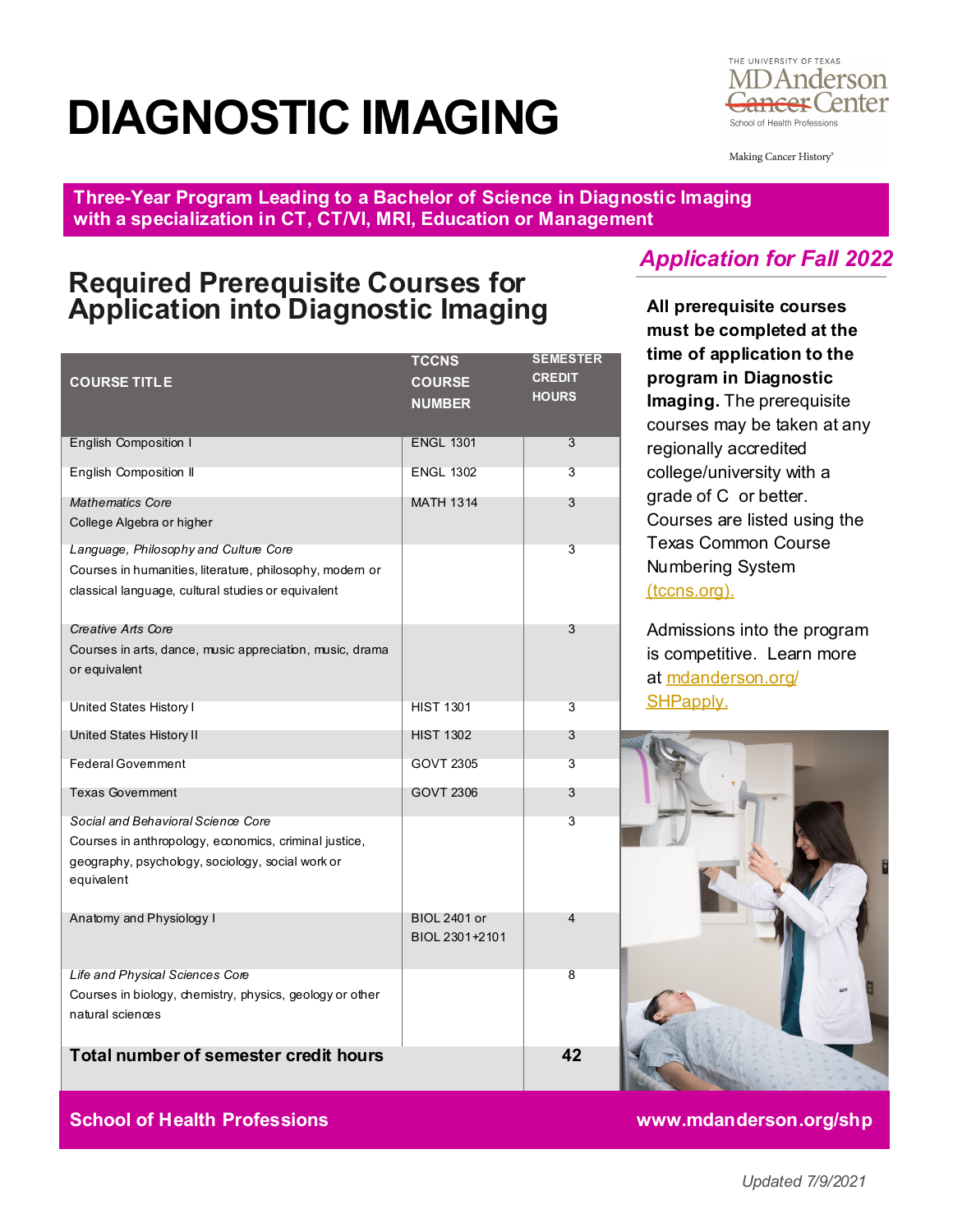# DIAGNOSTIC IMAGING

THE UNIVERSITY OF TEXAS MD Anderson ~~Cancer~~ Center
School of Health Professions

Making Cancer History®

**Three-Year Program Leading to a Bachelor of Science in Diagnostic Imaging with a specialization in CT, CT/VI, MRI, Education or Management**

## Required Prerequisite Courses for Application into Diagnostic Imaging

| COURSE TITLE | TCCNS COURSE NUMBER | SEMESTER CREDIT HOURS |
|---|---|---|
| English Composition I | ENGL 1301 | 3 |
| English Composition II | ENGL 1302 | 3 |
| *Mathematics Core*<br>College Algebra or higher | MATH 1314 | 3 |
| *Language, Philosophy and Culture Core*<br>Courses in humanities, literature, philosophy, modern or classical language, cultural studies or equivalent | | 3 |
| *Creative Arts Core*<br>Courses in arts, dance, music appreciation, music, drama or equivalent | | 3 |
| United States History I | HIST 1301 | 3 |
| United States History II | HIST 1302 | 3 |
| Federal Government | GOVT 2305 | 3 |
| Texas Government | GOVT 2306 | 3 |
| *Social and Behavioral Science Core*<br>Courses in anthropology, economics, criminal justice, geography, psychology, sociology, social work or equivalent | | 3 |
| Anatomy and Physiology I | BIOL 2401 or BIOL 2301+2101 | 4 |
| *Life and Physical Sciences Core*<br>Courses in biology, chemistry, physics, geology or other natural sciences | | 8 |
| **Total number of semester credit hours** | | **42** |

## *Application for Fall 2022*

**All prerequisite courses must be completed at the time of application to the program in Diagnostic Imaging.** The prerequisite courses may be taken at any regionally accredited college/university with a grade of C or better. Courses are listed using the Texas Common Course Numbering System (tccns.org).

Admissions into the program is competitive. Learn more at mdanderson.org/SHPapply.

**School of Health Professions** www.mdanderson.org/shp

*Updated 7/9/2021*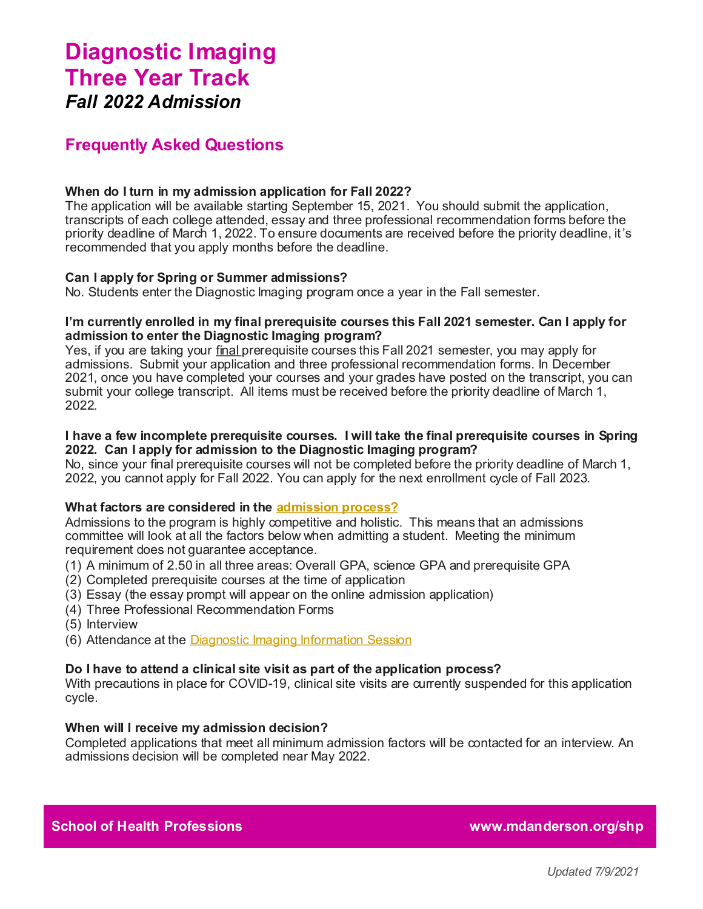# Diagnostic Imaging
# Three Year Track
### *Fall 2022 Admission*

## Frequently Asked Questions

**When do I turn in my admission application for Fall 2022?**
The application will be available starting September 15, 2021. You should submit the application, transcripts of each college attended, essay and three professional recommendation forms before the priority deadline of March 1, 2022. To ensure documents are received before the priority deadline, it's recommended that you apply months before the deadline.

**Can I apply for Spring or Summer admissions?**
No. Students enter the Diagnostic Imaging program once a year in the Fall semester.

**I'm currently enrolled in my final prerequisite courses this Fall 2021 semester. Can I apply for admission to enter the Diagnostic Imaging program?**
Yes, if you are taking your final prerequisite courses this Fall 2021 semester, you may apply for admissions. Submit your application and three professional recommendation forms. In December 2021, once you have completed your courses and your grades have posted on the transcript, you can submit your college transcript. All items must be received before the priority deadline of March 1, 2022.

**I have a few incomplete prerequisite courses. I will take the final prerequisite courses in Spring 2022. Can I apply for admission to the Diagnostic Imaging program?**
No, since your final prerequisite courses will not be completed before the priority deadline of March 1, 2022, you cannot apply for Fall 2022. You can apply for the next enrollment cycle of Fall 2023.

**What factors are considered in the admission process?**
Admissions to the program is highly competitive and holistic. This means that an admissions committee will look at all the factors below when admitting a student. Meeting the minimum requirement does not guarantee acceptance.

(1) A minimum of 2.50 in all three areas: Overall GPA, science GPA and prerequisite GPA
(2) Completed prerequisite courses at the time of application
(3) Essay (the essay prompt will appear on the online admission application)
(4) Three Professional Recommendation Forms
(5) Interview
(6) Attendance at the Diagnostic Imaging Information Session

**Do I have to attend a clinical site visit as part of the application process?**
With precautions in place for COVID-19, clinical site visits are currently suspended for this application cycle.

**When will I receive my admission decision?**
Completed applications that meet all minimum admission factors will be contacted for an interview. An admissions decision will be completed near May 2022.

**School of Health Professions** **www.mdanderson.org/shp**

*Updated 7/9/2021*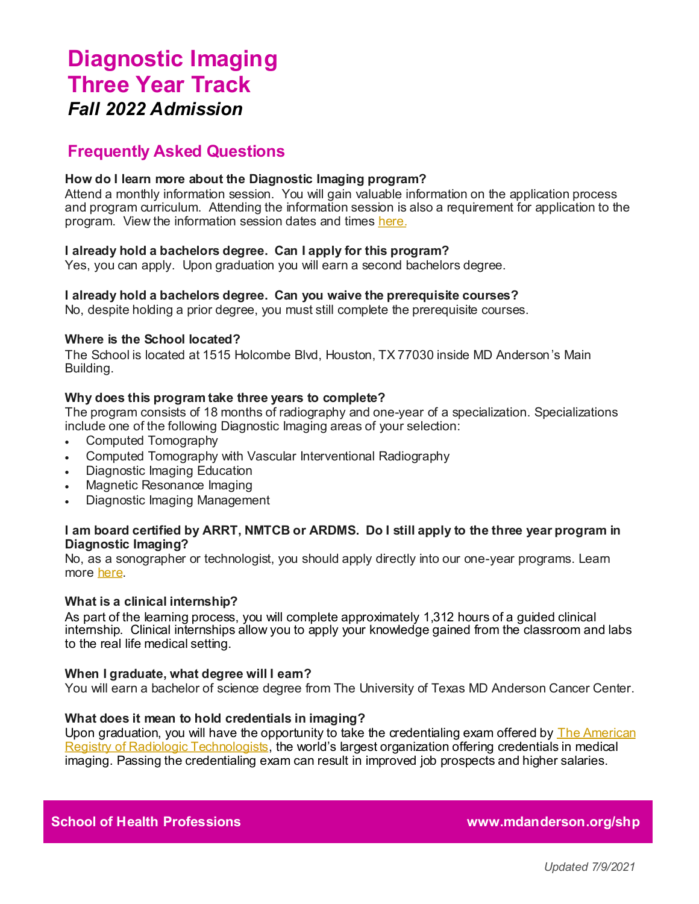# Diagnostic Imaging Three Year Track

***Fall 2022 Admission***

## Frequently Asked Questions

**How do I learn more about the Diagnostic Imaging program?**
Attend a monthly information session. You will gain valuable information on the application process and program curriculum. Attending the information session is also a requirement for application to the program. View the information session dates and times here.

**I already hold a bachelors degree. Can I apply for this program?**
Yes, you can apply. Upon graduation you will earn a second bachelors degree.

**I already hold a bachelors degree. Can you waive the prerequisite courses?**
No, despite holding a prior degree, you must still complete the prerequisite courses.

**Where is the School located?**
The School is located at 1515 Holcombe Blvd, Houston, TX 77030 inside MD Anderson's Main Building.

**Why does this program take three years to complete?**
The program consists of 18 months of radiography and one-year of a specialization. Specializations include one of the following Diagnostic Imaging areas of your selection:

- Computed Tomography
- Computed Tomography with Vascular Interventional Radiography
- Diagnostic Imaging Education
- Magnetic Resonance Imaging
- Diagnostic Imaging Management

**I am board certified by ARRT, NMTCB or ARDMS. Do I still apply to the three year program in Diagnostic Imaging?**
No, as a sonographer or technologist, you should apply directly into our one-year programs. Learn more here.

**What is a clinical internship?**
As part of the learning process, you will complete approximately 1,312 hours of a guided clinical internship. Clinical internships allow you to apply your knowledge gained from the classroom and labs to the real life medical setting.

**When I graduate, what degree will I earn?**
You will earn a bachelor of science degree from The University of Texas MD Anderson Cancer Center.

**What does it mean to hold credentials in imaging?**
Upon graduation, you will have the opportunity to take the credentialing exam offered by The American Registry of Radiologic Technologists, the world's largest organization offering credentials in medical imaging. Passing the credentialing exam can result in improved job prospects and higher salaries.

**School of Health Professions** www.mdanderson.org/shp

*Updated 7/9/2021*